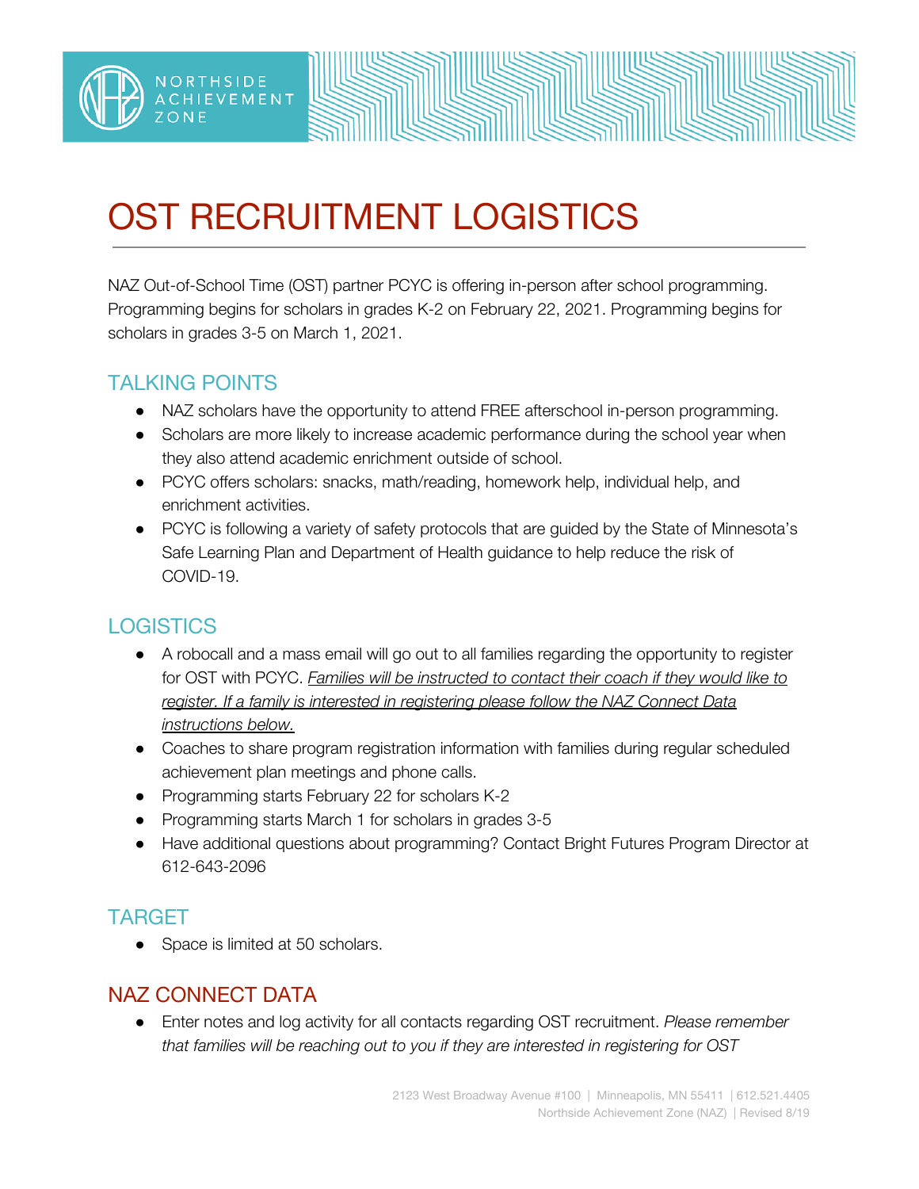# OST RECRUITMENT LOGISTICS

NAZ Out-of-School Time (OST) partner PCYC is offering in-person after school programming. Programming begins for scholars in grades K-2 on February 22, 2021. Programming begins for scholars in grades 3-5 on March 1, 2021.

## TALKING POINTS

- NAZ scholars have the opportunity to attend FREE afterschool in-person programming.
- Scholars are more likely to increase academic performance during the school year when they also attend academic enrichment outside of school.
- PCYC offers scholars: snacks, math/reading, homework help, individual help, and enrichment activities.
- PCYC is following a variety of safety protocols that are guided by the State of Minnesota's Safe Learning Plan and Department of Health guidance to help reduce the risk of COVID-19.

## LOGISTICS

- A robocall and a mass email will go out to all families regarding the opportunity to register for OST with PCYC. *Families will be instructed to contact their coach if they would like to register. If a family is interested in registering please follow the NAZ Connect Data instructions below.*
- Coaches to share program registration information with families during regular scheduled achievement plan meetings and phone calls.
- Programming starts February 22 for scholars K-2
- Programming starts March 1 for scholars in grades 3-5
- Have additional questions about programming? Contact Bright Futures Program Director at 612-643-2096

## TARGET

- Space is limited at 50 scholars.

## NAZ CONNECT DATA

- Enter notes and log activity for all contacts regarding OST recruitment. *Please remember that families will be reaching out to you if they are interested in registering for OST*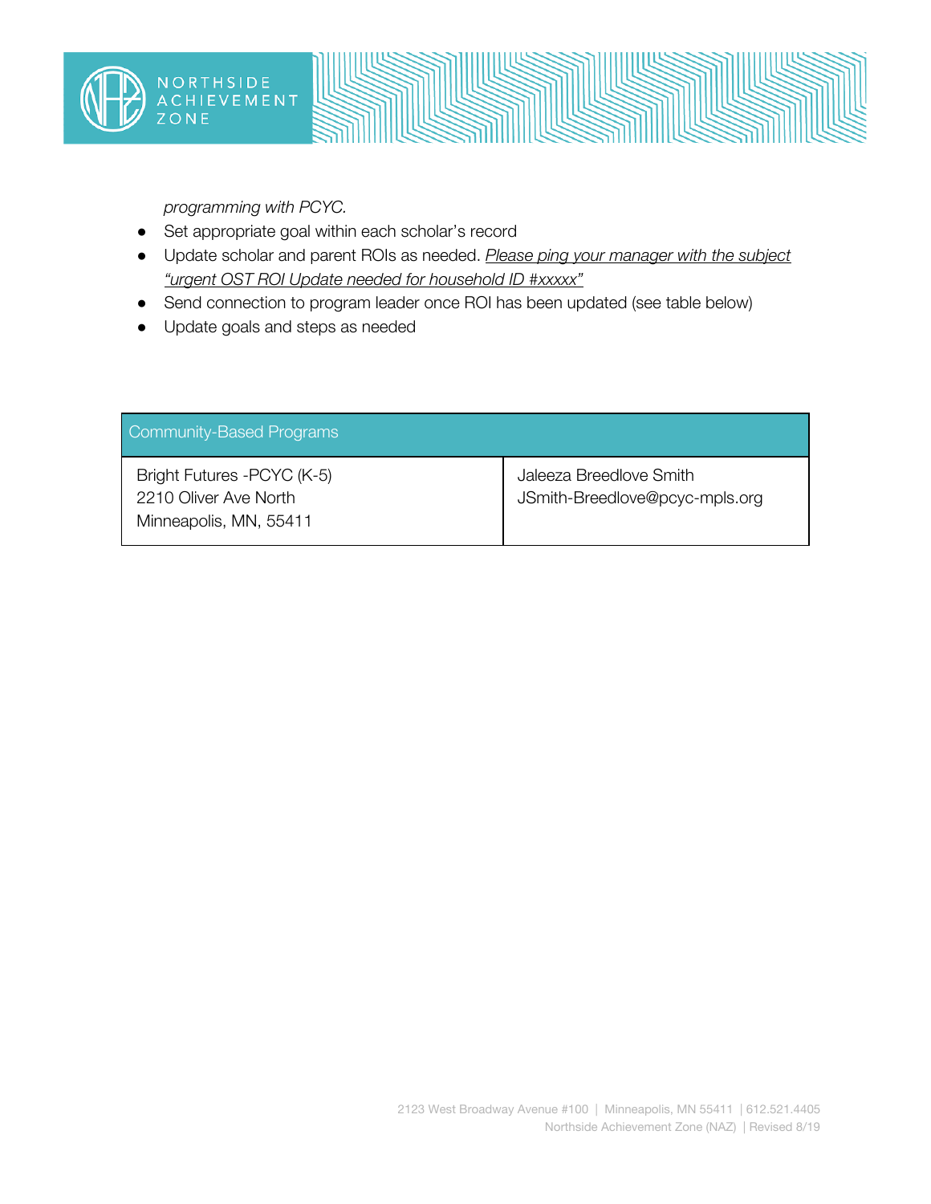*programming with PCYC.*

- Set appropriate goal within each scholar's record
- Update scholar and parent ROIs as needed. *Please ping your manager with the subject "urgent OST ROI Update needed for household ID #xxxxx"*
- Send connection to program leader once ROI has been updated (see table below)
- Update goals and steps as needed

| Community-Based Programs | |
|---|---|
| Bright Futures -PCYC (K-5)<br>2210 Oliver Ave North<br>Minneapolis, MN, 55411 | Jaleeza Breedlove Smith<br>JSmith-Breedlove@pcyc-mpls.org |